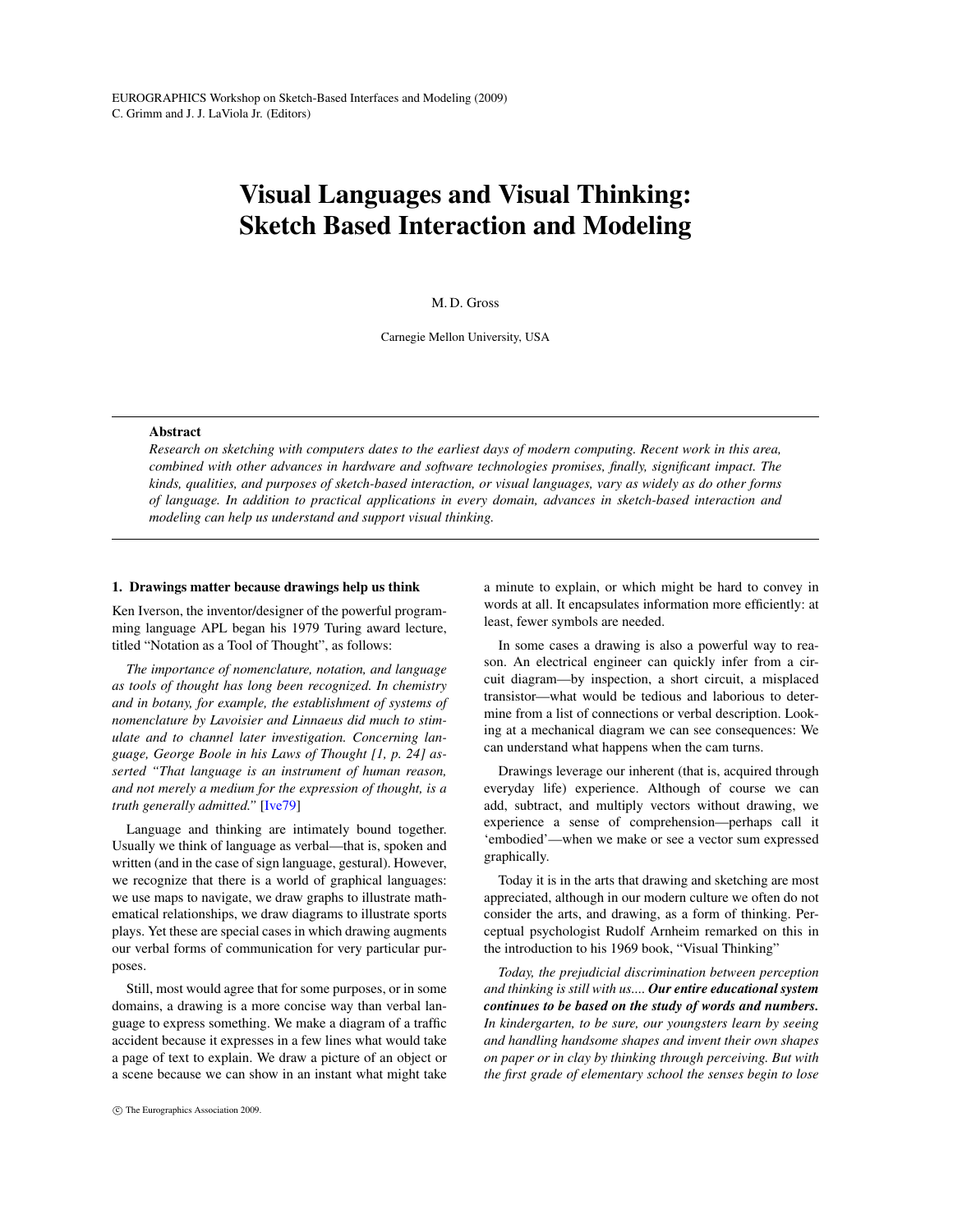EUROGRAPHICS Workshop on Sketch-Based Interfaces and Modeling (2009)
C. Grimm and J. J. LaViola Jr. (Editors)

# Visual Languages and Visual Thinking: Sketch Based Interaction and Modeling

M. D. Gross

Carnegie Mellon University, USA

**Abstract**

*Research on sketching with computers dates to the earliest days of modern computing. Recent work in this area, combined with other advances in hardware and software technologies promises, finally, significant impact. The kinds, qualities, and purposes of sketch-based interaction, or visual languages, vary as widely as do other forms of language. In addition to practical applications in every domain, advances in sketch-based interaction and modeling can help us understand and support visual thinking.*

## 1. Drawings matter because drawings help us think

Ken Iverson, the inventor/designer of the powerful programming language APL began his 1979 Turing award lecture, titled "Notation as a Tool of Thought", as follows:

> *The importance of nomenclature, notation, and language as tools of thought has long been recognized. In chemistry and in botany, for example, the establishment of systems of nomenclature by Lavoisier and Linnaeus did much to stimulate and to channel later investigation. Concerning language, George Boole in his Laws of Thought [1, p. 24] asserted "That language is an instrument of human reason, and not merely a medium for the expression of thought, is a truth generally admitted."* [Ive79]

Language and thinking are intimately bound together. Usually we think of language as verbal—that is, spoken and written (and in the case of sign language, gestural). However, we recognize that there is a world of graphical languages: we use maps to navigate, we draw graphs to illustrate mathematical relationships, we draw diagrams to illustrate sports plays. Yet these are special cases in which drawing augments our verbal forms of communication for very particular purposes.

Still, most would agree that for some purposes, or in some domains, a drawing is a more concise way than verbal language to express something. We make a diagram of a traffic accident because it expresses in a few lines what would take a page of text to explain. We draw a picture of an object or a scene because we can show in an instant what might take a minute to explain, or which might be hard to convey in words at all. It encapsulates information more efficiently: at least, fewer symbols are needed.

In some cases a drawing is also a powerful way to reason. An electrical engineer can quickly infer from a circuit diagram—by inspection, a short circuit, a misplaced transistor—what would be tedious and laborious to determine from a list of connections or verbal description. Looking at a mechanical diagram we can see consequences: We can understand what happens when the cam turns.

Drawings leverage our inherent (that is, acquired through everyday life) experience. Although of course we can add, subtract, and multiply vectors without drawing, we experience a sense of comprehension—perhaps call it 'embodied'—when we make or see a vector sum expressed graphically.

Today it is in the arts that drawing and sketching are most appreciated, although in our modern culture we often do not consider the arts, and drawing, as a form of thinking. Perceptual psychologist Rudolf Arnheim remarked on this in the introduction to his 1969 book, "Visual Thinking"

> *Today, the prejudicial discrimination between perception and thinking is still with us.... **Our entire educational system continues to be based on the study of words and numbers.** In kindergarten, to be sure, our youngsters learn by seeing and handling handsome shapes and invent their own shapes on paper or in clay by thinking through perceiving. But with the first grade of elementary school the senses begin to lose*

© The Eurographics Association 2009.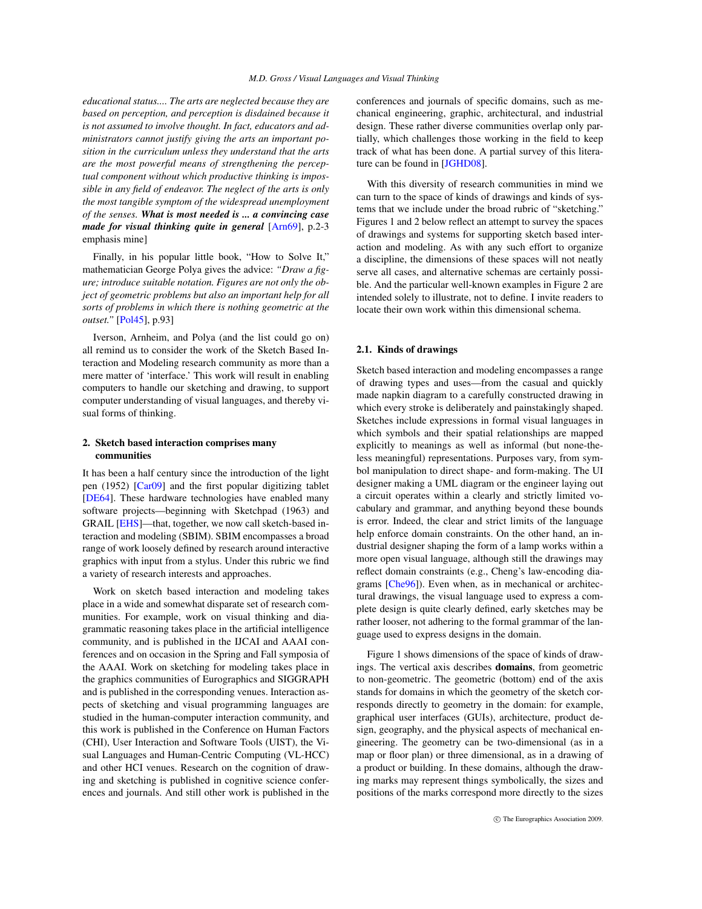*educational status.... The arts are neglected because they are based on perception, and perception is disdained because it is not assumed to involve thought. In fact, educators and administrators cannot justify giving the arts an important position in the curriculum unless they understand that the arts are the most powerful means of strengthening the perceptual component without which productive thinking is impossible in any field of endeavor. The neglect of the arts is only the most tangible symptom of the widespread unemployment of the senses.* ***What is most needed is ... a convincing case made for visual thinking quite in general*** [Arn69], p.2-3 emphasis mine]

Finally, in his popular little book, "How to Solve It," mathematician George Polya gives the advice: *"Draw a figure; introduce suitable notation. Figures are not only the object of geometric problems but also an important help for all sorts of problems in which there is nothing geometric at the outset."* [Pol45], p.93]

Iverson, Arnheim, and Polya (and the list could go on) all remind us to consider the work of the Sketch Based Interaction and Modeling research community as more than a mere matter of 'interface.' This work will result in enabling computers to handle our sketching and drawing, to support computer understanding of visual languages, and thereby visual forms of thinking.

## 2. Sketch based interaction comprises many communities

It has been a half century since the introduction of the light pen (1952) [Car09] and the first popular digitizing tablet [DE64]. These hardware technologies have enabled many software projects—beginning with Sketchpad (1963) and GRAIL [EHS]—that, together, we now call sketch-based interaction and modeling (SBIM). SBIM encompasses a broad range of work loosely defined by research around interactive graphics with input from a stylus. Under this rubric we find a variety of research interests and approaches.

Work on sketch based interaction and modeling takes place in a wide and somewhat disparate set of research communities. For example, work on visual thinking and diagrammatic reasoning takes place in the artificial intelligence community, and is published in the IJCAI and AAAI conferences and on occasion in the Spring and Fall symposia of the AAAI. Work on sketching for modeling takes place in the graphics communities of Eurographics and SIGGRAPH and is published in the corresponding venues. Interaction aspects of sketching and visual programming languages are studied in the human-computer interaction community, and this work is published in the Conference on Human Factors (CHI), User Interaction and Software Tools (UIST), the Visual Languages and Human-Centric Computing (VL-HCC) and other HCI venues. Research on the cognition of drawing and sketching is published in cognitive science conferences and journals. And still other work is published in the conferences and journals of specific domains, such as mechanical engineering, graphic, architectural, and industrial design. These rather diverse communities overlap only partially, which challenges those working in the field to keep track of what has been done. A partial survey of this literature can be found in [JGHD08].

With this diversity of research communities in mind we can turn to the space of kinds of drawings and kinds of systems that we include under the broad rubric of "sketching." Figures 1 and 2 below reflect an attempt to survey the spaces of drawings and systems for supporting sketch based interaction and modeling. As with any such effort to organize a discipline, the dimensions of these spaces will not neatly serve all cases, and alternative schemas are certainly possible. And the particular well-known examples in Figure 2 are intended solely to illustrate, not to define. I invite readers to locate their own work within this dimensional schema.

### 2.1. Kinds of drawings

Sketch based interaction and modeling encompasses a range of drawing types and uses—from the casual and quickly made napkin diagram to a carefully constructed drawing in which every stroke is deliberately and painstakingly shaped. Sketches include expressions in formal visual languages in which symbols and their spatial relationships are mapped explicitly to meanings as well as informal (but none-theless meaningful) representations. Purposes vary, from symbol manipulation to direct shape- and form-making. The UI designer making a UML diagram or the engineer laying out a circuit operates within a clearly and strictly limited vocabulary and grammar, and anything beyond these bounds is error. Indeed, the clear and strict limits of the language help enforce domain constraints. On the other hand, an industrial designer shaping the form of a lamp works within a more open visual language, although still the drawings may reflect domain constraints (e.g., Cheng's law-encoding diagrams [Che96]). Even when, as in mechanical or architectural drawings, the visual language used to express a complete design is quite clearly defined, early sketches may be rather looser, not adhering to the formal grammar of the language used to express designs in the domain.

Figure 1 shows dimensions of the space of kinds of drawings. The vertical axis describes **domains**, from geometric to non-geometric. The geometric (bottom) end of the axis stands for domains in which the geometry of the sketch corresponds directly to geometry in the domain: for example, graphical user interfaces (GUIs), architecture, product design, geography, and the physical aspects of mechanical engineering. The geometry can be two-dimensional (as in a map or floor plan) or three dimensional, as in a drawing of a product or building. In these domains, although the drawing marks may represent things symbolically, the sizes and positions of the marks correspond more directly to the sizes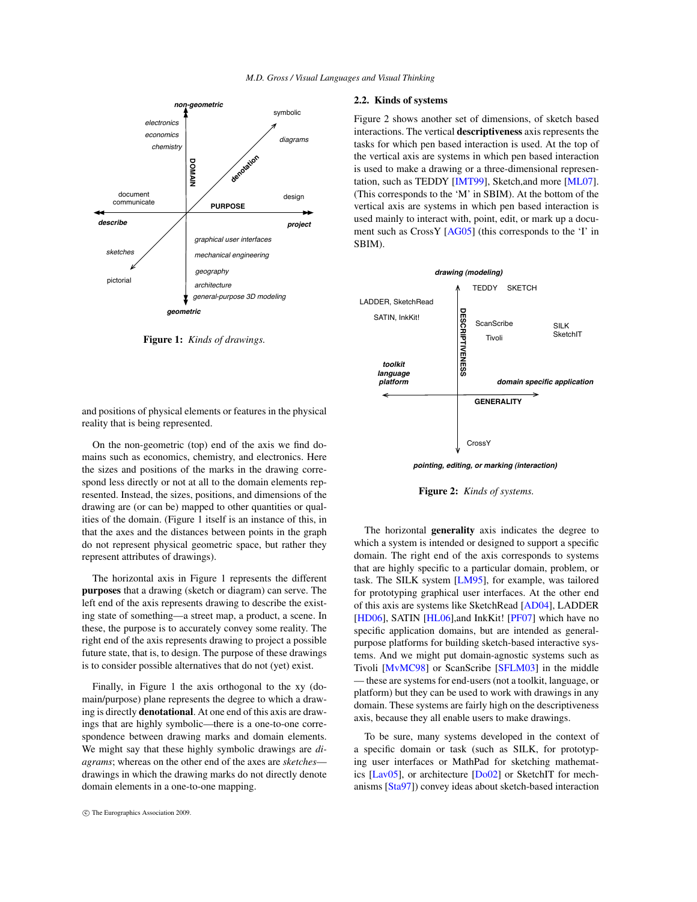Figure 1: *Kinds of drawings.*

and positions of physical elements or features in the physical reality that is being represented.

On the non-geometric (top) end of the axis we find domains such as economics, chemistry, and electronics. Here the sizes and positions of the marks in the drawing correspond less directly or not at all to the domain elements represented. Instead, the sizes, positions, and dimensions of the drawing are (or can be) mapped to other quantities or qualities of the domain. (Figure 1 itself is an instance of this, in that the axes and the distances between points in the graph do not represent physical geometric space, but rather they represent attributes of drawings).

The horizontal axis in Figure 1 represents the different **purposes** that a drawing (sketch or diagram) can serve. The left end of the axis represents drawing to describe the existing state of something—a street map, a product, a scene. In these, the purpose is to accurately convey some reality. The right end of the axis represents drawing to project a possible future state, that is, to design. The purpose of these drawings is to consider possible alternatives that do not (yet) exist.

Finally, in Figure 1 the axis orthogonal to the xy (domain/purpose) plane represents the degree to which a drawing is directly **denotational**. At one end of this axis are drawings that are highly symbolic—there is a one-to-one correspondence between drawing marks and domain elements. We might say that these highly symbolic drawings are *diagrams*; whereas on the other end of the axes are *sketches*—drawings in which the drawing marks do not directly denote domain elements in a one-to-one mapping.

## 2.2. Kinds of systems

Figure 2 shows another set of dimensions, of sketch based interactions. The vertical **descriptiveness** axis represents the tasks for which pen based interaction is used. At the top of the vertical axis are systems in which pen based interaction is used to make a drawing or a three-dimensional representation, such as TEDDY [IMT99], Sketch,and more [ML07]. (This corresponds to the 'M' in SBIM). At the bottom of the vertical axis are systems in which pen based interaction is used mainly to interact with, point, edit, or mark up a document such as CrossY [AG05] (this corresponds to the 'I' in SBIM).

Figure 2: *Kinds of systems.*

The horizontal **generality** axis indicates the degree to which a system is intended or designed to support a specific domain. The right end of the axis corresponds to systems that are highly specific to a particular domain, problem, or task. The SILK system [LM95], for example, was tailored for prototyping graphical user interfaces. At the other end of this axis are systems like SketchRead [AD04], LADDER [HD06], SATIN [HL06],and InkKit! [PF07] which have no specific application domains, but are intended as general-purpose platforms for building sketch-based interactive systems. And we might put domain-agnostic systems such as Tivoli [MvMC98] or ScanScribe [SFLM03] in the middle — these are systems for end-users (not a toolkit, language, or platform) but they can be used to work with drawings in any domain. These systems are fairly high on the descriptiveness axis, because they all enable users to make drawings.

To be sure, many systems developed in the context of a specific domain or task (such as SILK, for prototyping user interfaces or MathPad for sketching mathematics [Lav05], or architecture [Do02] or SketchIT for mechanisms [Sta97]) convey ideas about sketch-based interaction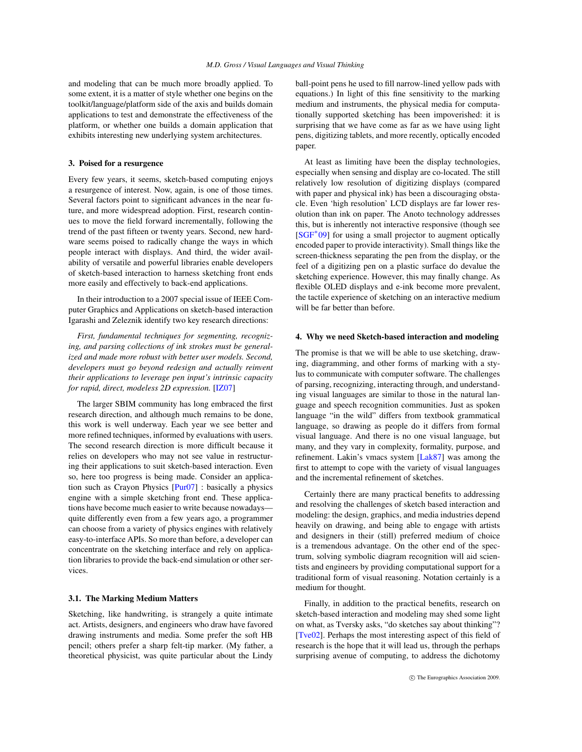and modeling that can be much more broadly applied. To some extent, it is a matter of style whether one begins on the toolkit/language/platform side of the axis and builds domain applications to test and demonstrate the effectiveness of the platform, or whether one builds a domain application that exhibits interesting new underlying system architectures.

## 3. Poised for a resurgence

Every few years, it seems, sketch-based computing enjoys a resurgence of interest. Now, again, is one of those times. Several factors point to significant advances in the near future, and more widespread adoption. First, research continues to move the field forward incrementally, following the trend of the past fifteen or twenty years. Second, new hardware seems poised to radically change the ways in which people interact with displays. And third, the wider availability of versatile and powerful libraries enable developers of sketch-based interaction to harness sketching front ends more easily and effectively to back-end applications.

In their introduction to a 2007 special issue of IEEE Computer Graphics and Applications on sketch-based interaction Igarashi and Zeleznik identify two key research directions:

*First, fundamental techniques for segmenting, recognizing, and parsing collections of ink strokes must be generalized and made more robust with better user models. Second, developers must go beyond redesign and actually reinvent their applications to leverage pen input's intrinsic capacity for rapid, direct, modeless 2D expression.* [IZ07]

The larger SBIM community has long embraced the first research direction, and although much remains to be done, this work is well underway. Each year we see better and more refined techniques, informed by evaluations with users. The second research direction is more difficult because it relies on developers who may not see value in restructuring their applications to suit sketch-based interaction. Even so, here too progress is being made. Consider an application such as Crayon Physics [Pur07] : basically a physics engine with a simple sketching front end. These applications have become much easier to write because nowadays—quite differently even from a few years ago, a programmer can choose from a variety of physics engines with relatively easy-to-interface APIs. So more than before, a developer can concentrate on the sketching interface and rely on application libraries to provide the back-end simulation or other services.

### 3.1. The Marking Medium Matters

Sketching, like handwriting, is strangely a quite intimate act. Artists, designers, and engineers who draw have favored drawing instruments and media. Some prefer the soft HB pencil; others prefer a sharp felt-tip marker. (My father, a theoretical physicist, was quite particular about the Lindy ball-point pens he used to fill narrow-lined yellow pads with equations.) In light of this fine sensitivity to the marking medium and instruments, the physical media for computationally supported sketching has been impoverished: it is surprising that we have come as far as we have using light pens, digitizing tablets, and more recently, optically encoded paper.

At least as limiting have been the display technologies, especially when sensing and display are co-located. The still relatively low resolution of digitizing displays (compared with paper and physical ink) has been a discouraging obstacle. Even 'high resolution' LCD displays are far lower resolution than ink on paper. The Anoto technology addresses this, but is inherently not interactive responsive (though see [SGF*09] for using a small projector to augment optically encoded paper to provide interactivity). Small things like the screen-thickness separating the pen from the display, or the feel of a digitizing pen on a plastic surface do devalue the sketching experience. However, this may finally change. As flexible OLED displays and e-ink become more prevalent, the tactile experience of sketching on an interactive medium will be far better than before.

## 4. Why we need Sketch-based interaction and modeling

The promise is that we will be able to use sketching, drawing, diagramming, and other forms of marking with a stylus to communicate with computer software. The challenges of parsing, recognizing, interacting through, and understanding visual languages are similar to those in the natural language and speech recognition communities. Just as spoken language "in the wild" differs from textbook grammatical language, so drawing as people do it differs from formal visual language. And there is no one visual language, but many, and they vary in complexity, formality, purpose, and refinement. Lakin's vmacs system [Lak87] was among the first to attempt to cope with the variety of visual languages and the incremental refinement of sketches.

Certainly there are many practical benefits to addressing and resolving the challenges of sketch based interaction and modeling: the design, graphics, and media industries depend heavily on drawing, and being able to engage with artists and designers in their (still) preferred medium of choice is a tremendous advantage. On the other end of the spectrum, solving symbolic diagram recognition will aid scientists and engineers by providing computational support for a traditional form of visual reasoning. Notation certainly is a medium for thought.

Finally, in addition to the practical benefits, research on sketch-based interaction and modeling may shed some light on what, as Tversky asks, "do sketches say about thinking"? [Tve02]. Perhaps the most interesting aspect of this field of research is the hope that it will lead us, through the perhaps surprising avenue of computing, to address the dichotomy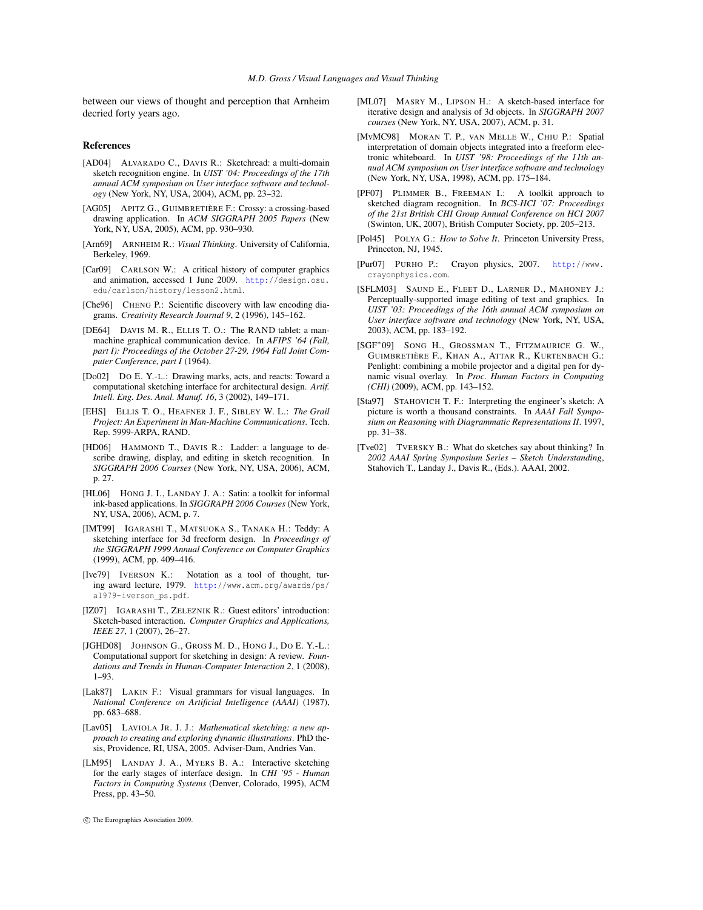between our views of thought and perception that Arnheim decried forty years ago.

## References

[AD04] ALVARADO C., DAVIS R.: Sketchread: a multi-domain sketch recognition engine. In *UIST '04: Proceedings of the 17th annual ACM symposium on User interface software and technology* (New York, NY, USA, 2004), ACM, pp. 23–32.

[AG05] APITZ G., GUIMBRETIÈRE F.: Crossy: a crossing-based drawing application. In *ACM SIGGRAPH 2005 Papers* (New York, NY, USA, 2005), ACM, pp. 930–930.

[Arn69] ARNHEIM R.: *Visual Thinking*. University of California, Berkeley, 1969.

[Car09] CARLSON W.: A critical history of computer graphics and animation, accessed 1 June 2009. http://design.osu.edu/carlson/history/lesson2.html.

[Che96] CHENG P.: Scientific discovery with law encoding diagrams. *Creativity Research Journal 9*, 2 (1996), 145–162.

[DE64] DAVIS M. R., ELLIS T. O.: The RAND tablet: a man-machine graphical communication device. In *AFIPS '64 (Fall, part I): Proceedings of the October 27-29, 1964 Fall Joint Computer Conference, part I* (1964).

[Do02] DO E. Y.-L.: Drawing marks, acts, and reacts: Toward a computational sketching interface for architectural design. *Artif. Intell. Eng. Des. Anal. Manuf. 16*, 3 (2002), 149–171.

[EHS] ELLIS T. O., HEAFNER J. F., SIBLEY W. L.: *The Grail Project: An Experiment in Man-Machine Communications*. Tech. Rep. 5999-ARPA, RAND.

[HD06] HAMMOND T., DAVIS R.: Ladder: a language to describe drawing, display, and editing in sketch recognition. In *SIGGRAPH 2006 Courses* (New York, NY, USA, 2006), ACM, p. 27.

[HL06] HONG J. I., LANDAY J. A.: Satin: a toolkit for informal ink-based applications. In *SIGGRAPH 2006 Courses* (New York, NY, USA, 2006), ACM, p. 7.

[IMT99] IGARASHI T., MATSUOKA S., TANAKA H.: Teddy: A sketching interface for 3d freeform design. In *Proceedings of the SIGGRAPH 1999 Annual Conference on Computer Graphics* (1999), ACM, pp. 409–416.

[Ive79] IVERSON K.: Notation as a tool of thought, turing award lecture, 1979. http://www.acm.org/awards/ps/a1979-iverson_ps.pdf.

[IZ07] IGARASHI T., ZELEZNIK R.: Guest editors' introduction: Sketch-based interaction. *Computer Graphics and Applications, IEEE 27*, 1 (2007), 26–27.

[JGHD08] JOHNSON G., GROSS M. D., HONG J., DO E. Y.-L.: Computational support for sketching in design: A review. *Foundations and Trends in Human-Computer Interaction 2*, 1 (2008), 1–93.

[Lak87] LAKIN F.: Visual grammars for visual languages. In *National Conference on Artificial Intelligence (AAAI)* (1987), pp. 683–688.

[Lav05] LAVIOLA JR. J. J.: *Mathematical sketching: a new approach to creating and exploring dynamic illustrations*. PhD thesis, Providence, RI, USA, 2005. Adviser-Dam, Andries Van.

[LM95] LANDAY J. A., MYERS B. A.: Interactive sketching for the early stages of interface design. In *CHI '95 - Human Factors in Computing Systems* (Denver, Colorado, 1995), ACM Press, pp. 43–50.

[ML07] MASRY M., LIPSON H.: A sketch-based interface for iterative design and analysis of 3d objects. In *SIGGRAPH 2007 courses* (New York, NY, USA, 2007), ACM, p. 31.

[MvMC98] MORAN T. P., VAN MELLE W., CHIU P.: Spatial interpretation of domain objects integrated into a freeform electronic whiteboard. In *UIST '98: Proceedings of the 11th annual ACM symposium on User interface software and technology* (New York, NY, USA, 1998), ACM, pp. 175–184.

[PF07] PLIMMER B., FREEMAN I.: A toolkit approach to sketched diagram recognition. In *BCS-HCI '07: Proceedings of the 21st British CHI Group Annual Conference on HCI 2007* (Swinton, UK, 2007), British Computer Society, pp. 205–213.

[Pol45] POLYA G.: *How to Solve It*. Princeton University Press, Princeton, NJ, 1945.

[Pur07] PURHO P.: Crayon physics, 2007. http://www.crayonphysics.com.

[SFLM03] SAUND E., FLEET D., LARNER D., MAHONEY J.: Perceptually-supported image editing of text and graphics. In *UIST '03: Proceedings of the 16th annual ACM symposium on User interface software and technology* (New York, NY, USA, 2003), ACM, pp. 183–192.

[SGF*09] SONG H., GROSSMAN T., FITZMAURICE G. W., GUIMBRETIÈRE F., KHAN A., ATTAR R., KURTENBACH G.: Penlight: combining a mobile projector and a digital pen for dynamic visual overlay. In *Proc. Human Factors in Computing (CHI)* (2009), ACM, pp. 143–152.

[Sta97] STAHOVICH T. F.: Interpreting the engineer's sketch: A picture is worth a thousand constraints. In *AAAI Fall Symposium on Reasoning with Diagrammatic Representations II*. 1997, pp. 31–38.

[Tve02] TVERSKY B.: What do sketches say about thinking? In *2002 AAAI Spring Symposium Series – Sketch Understanding*, Stahovich T., Landay J., Davis R., (Eds.). AAAI, 2002.

© The Eurographics Association 2009.